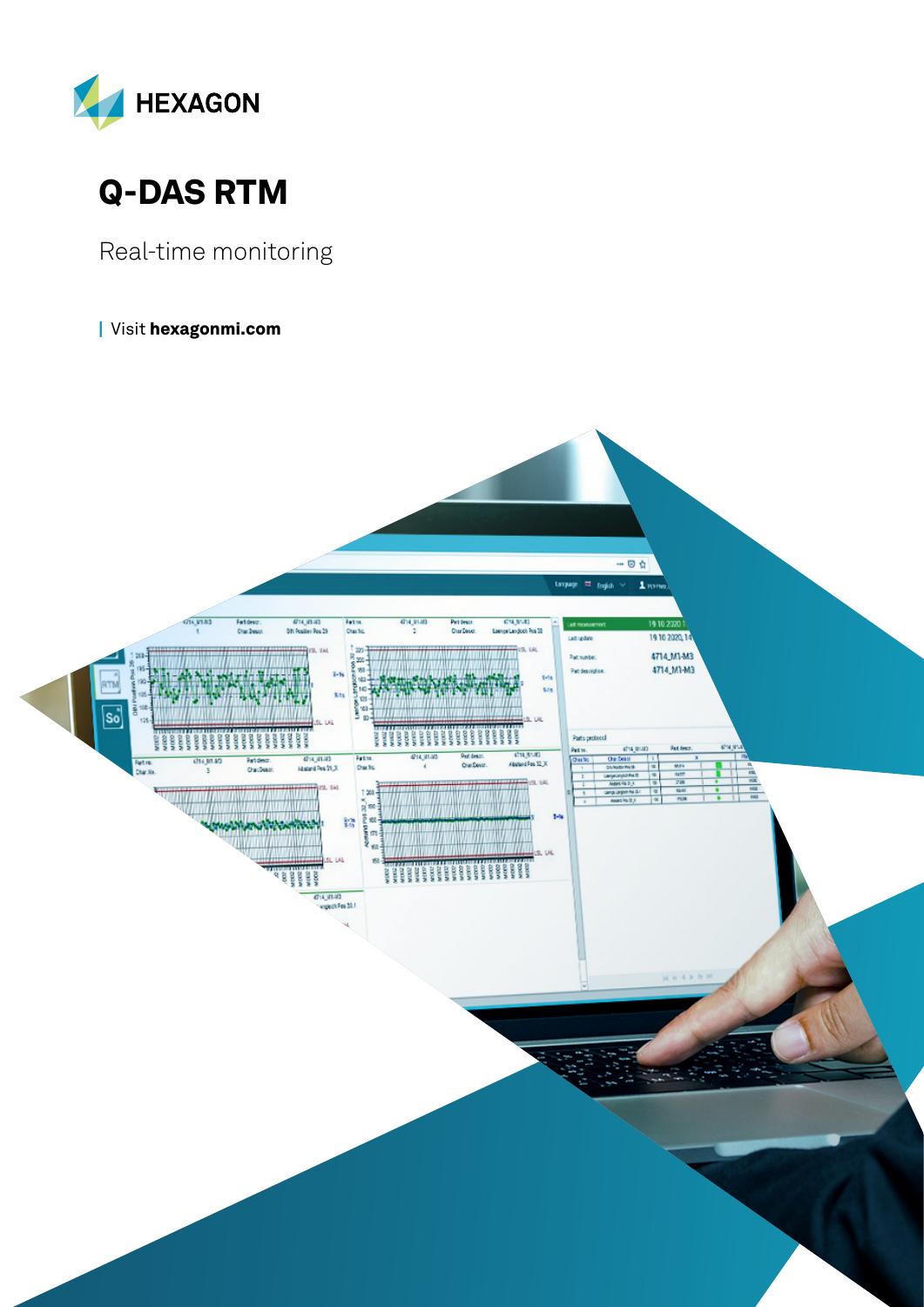HEXAGON

# Q-DAS RTM

Real-time monitoring

| Visit **hexagonmi.com**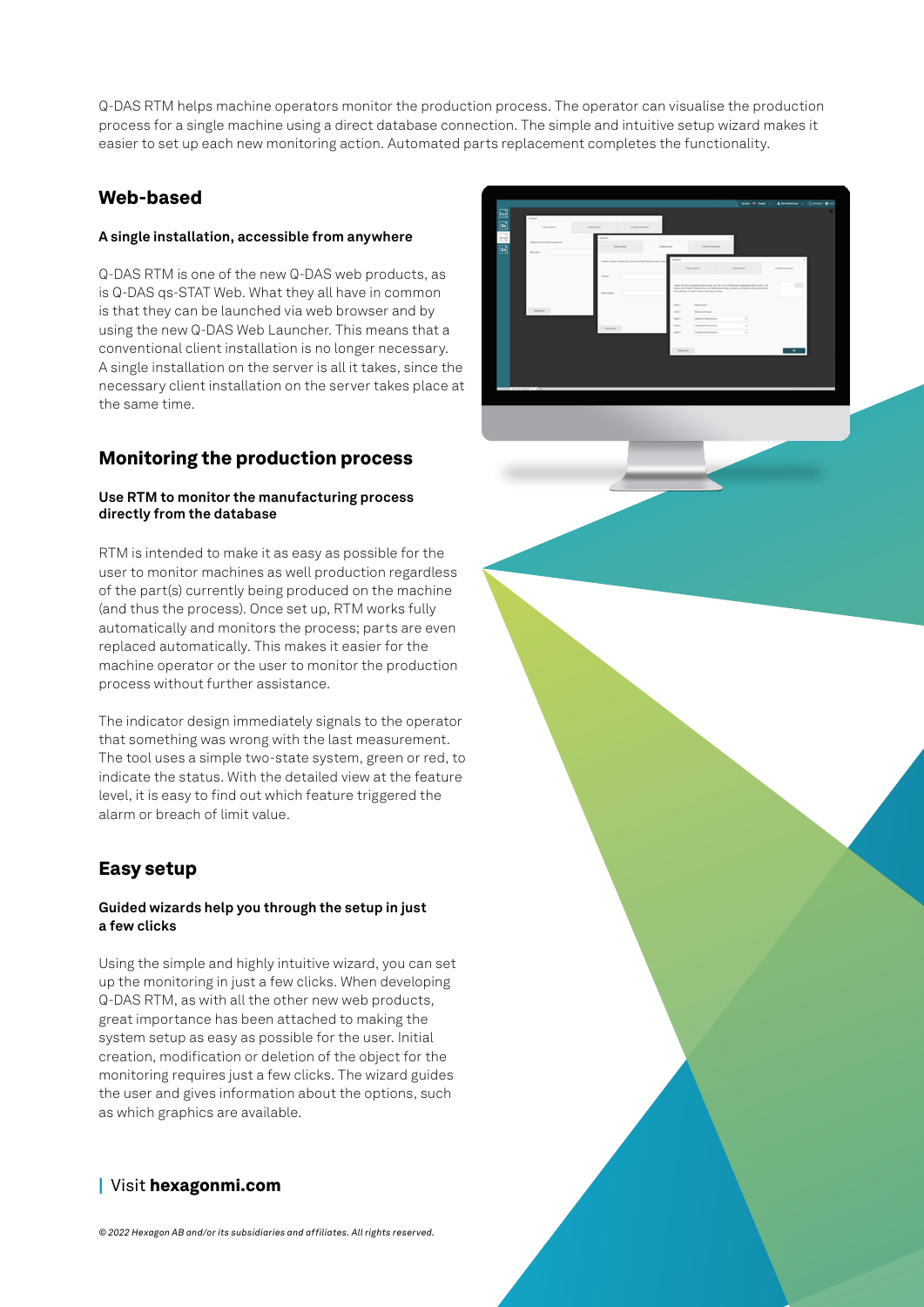Q-DAS RTM helps machine operators monitor the production process. The operator can visualise the production process for a single machine using a direct database connection. The simple and intuitive setup wizard makes it easier to set up each new monitoring action. Automated parts replacement completes the functionality.

## Web-based

#### A single installation, accessible from anywhere

Q-DAS RTM is one of the new Q-DAS web products, as is Q-DAS qs-STAT Web. What they all have in common is that they can be launched via web browser and by using the new Q-DAS Web Launcher. This means that a conventional client installation is no longer necessary. A single installation on the server is all it takes, since the necessary client installation on the server takes place at the same time.

## Monitoring the production process

#### Use RTM to monitor the manufacturing process directly from the database

RTM is intended to make it as easy as possible for the user to monitor machines as well production regardless of the part(s) currently being produced on the machine (and thus the process). Once set up, RTM works fully automatically and monitors the process; parts are even replaced automatically. This makes it easier for the machine operator or the user to monitor the production process without further assistance.

The indicator design immediately signals to the operator that something was wrong with the last measurement. The tool uses a simple two-state system, green or red, to indicate the status. With the detailed view at the feature level, it is easy to find out which feature triggered the alarm or breach of limit value.

## Easy setup

#### Guided wizards help you through the setup in just a few clicks

Using the simple and highly intuitive wizard, you can set up the monitoring in just a few clicks. When developing Q-DAS RTM, as with all the other new web products, great importance has been attached to making the system setup as easy as possible for the user. Initial creation, modification or deletion of the object for the monitoring requires just a few clicks. The wizard guides the user and gives information about the options, such as which graphics are available.

| Visit **hexagonmi.com**

*© 2022 Hexagon AB and/or its subsidiaries and affiliates. All rights reserved.*